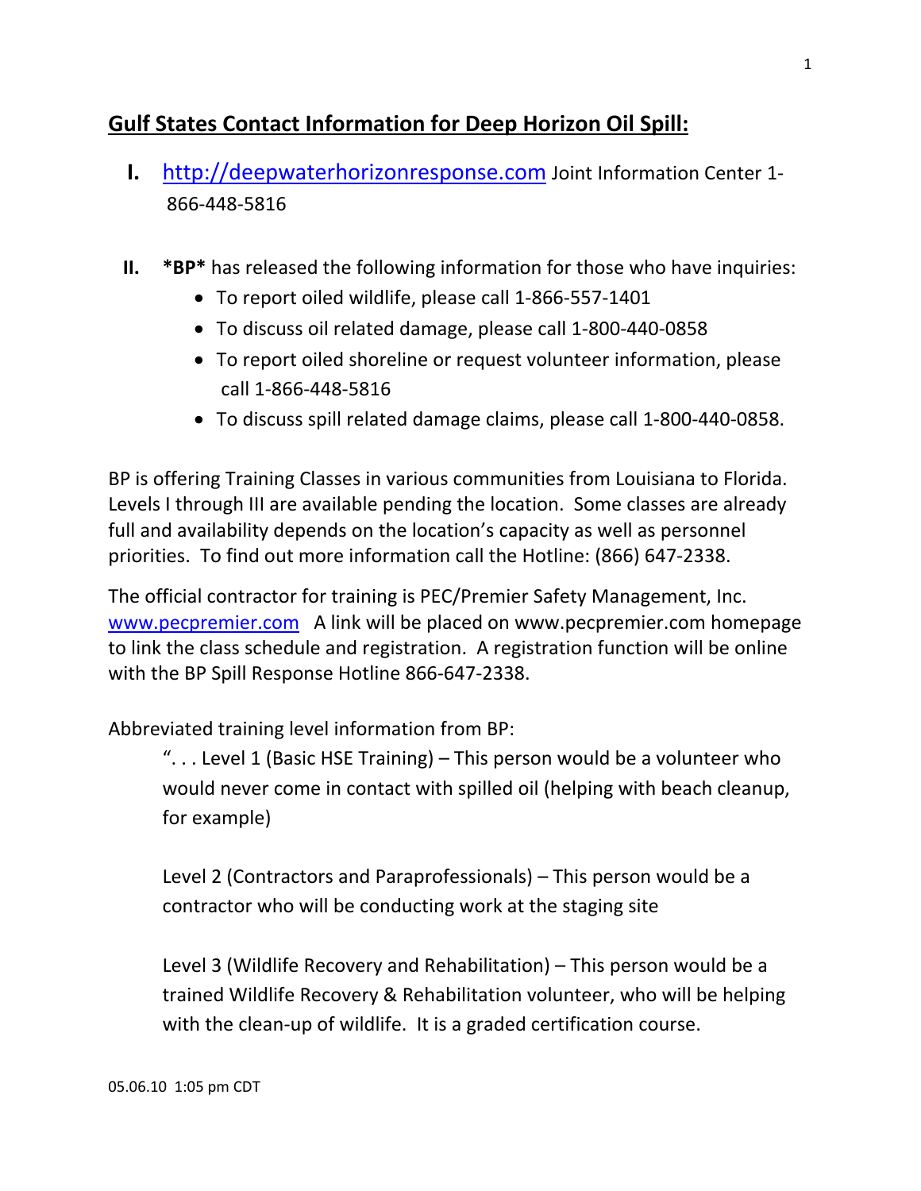## Gulf States Contact Information for Deep Horizon Oil Spill:

I. http://deepwaterhorizonresponse.com Joint Information Center 1-866-448-5816

II. ***BP*** has released the following information for those who have inquiries:
   - To report oiled wildlife, please call 1-866-557-1401
   - To discuss oil related damage, please call 1-800-440-0858
   - To report oiled shoreline or request volunteer information, please call 1-866-448-5816
   - To discuss spill related damage claims, please call 1-800-440-0858.

BP is offering Training Classes in various communities from Louisiana to Florida. Levels I through III are available pending the location. Some classes are already full and availability depends on the location's capacity as well as personnel priorities. To find out more information call the Hotline: (866) 647-2338.

The official contractor for training is PEC/Premier Safety Management, Inc. www.pecpremier.com A link will be placed on www.pecpremier.com homepage to link the class schedule and registration. A registration function will be online with the BP Spill Response Hotline 866-647-2338.

Abbreviated training level information from BP:

> ". . . Level 1 (Basic HSE Training) – This person would be a volunteer who would never come in contact with spilled oil (helping with beach cleanup, for example)
>
> Level 2 (Contractors and Paraprofessionals) – This person would be a contractor who will be conducting work at the staging site
>
> Level 3 (Wildlife Recovery and Rehabilitation) – This person would be a trained Wildlife Recovery & Rehabilitation volunteer, who will be helping with the clean-up of wildlife. It is a graded certification course.

05.06.10 1:05 pm CDT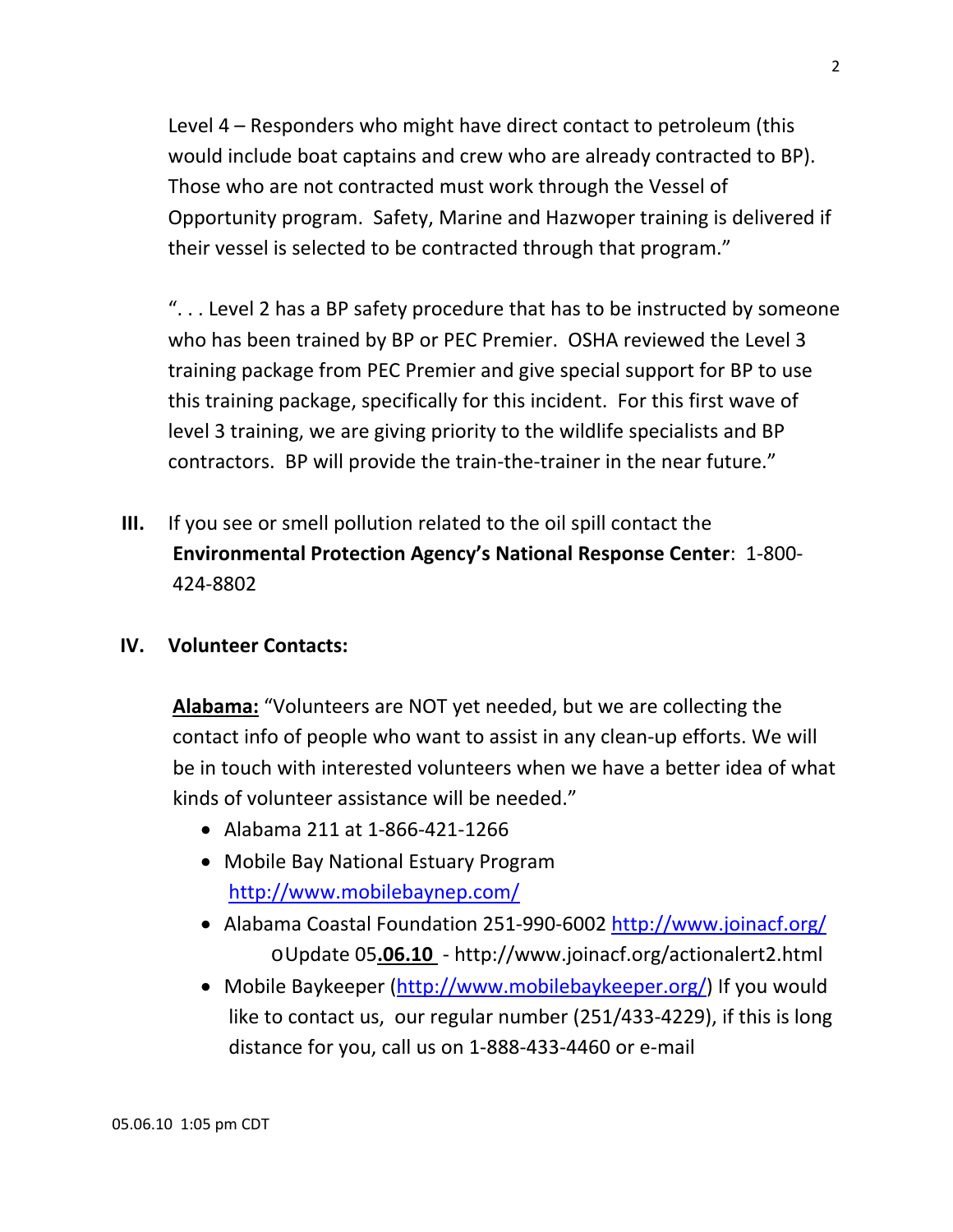Level 4 – Responders who might have direct contact to petroleum (this would include boat captains and crew who are already contracted to BP). Those who are not contracted must work through the Vessel of Opportunity program. Safety, Marine and Hazwoper training is delivered if their vessel is selected to be contracted through that program."

". . . Level 2 has a BP safety procedure that has to be instructed by someone who has been trained by BP or PEC Premier. OSHA reviewed the Level 3 training package from PEC Premier and give special support for BP to use this training package, specifically for this incident. For this first wave of level 3 training, we are giving priority to the wildlife specialists and BP contractors. BP will provide the train-the-trainer in the near future."

**III.** If you see or smell pollution related to the oil spill contact the **Environmental Protection Agency's National Response Center**: 1-800-424-8802

**IV. Volunteer Contacts:**

**Alabama:** "Volunteers are NOT yet needed, but we are collecting the contact info of people who want to assist in any clean-up efforts. We will be in touch with interested volunteers when we have a better idea of what kinds of volunteer assistance will be needed."

- Alabama 211 at 1-866-421-1266
- Mobile Bay National Estuary Program http://www.mobilebaynep.com/
- Alabama Coastal Foundation 251-990-6002 http://www.joinacf.org/
  - Update 05**.06.10** - http://www.joinacf.org/actionalert2.html
- Mobile Baykeeper (http://www.mobilebaykeeper.org/) If you would like to contact us, our regular number (251/433-4229), if this is long distance for you, call us on 1-888-433-4460 or e-mail

05.06.10 1:05 pm CDT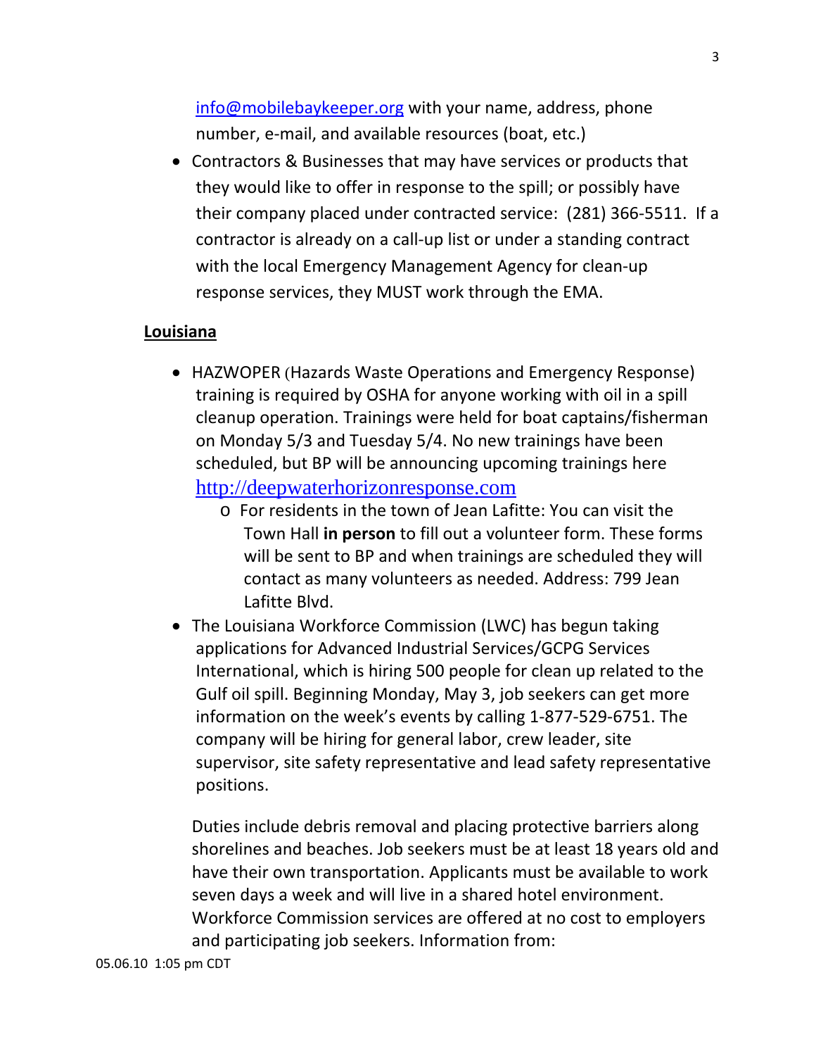info@mobilebaykeeper.org with your name, address, phone number, e-mail, and available resources (boat, etc.)

- Contractors & Businesses that may have services or products that they would like to offer in response to the spill; or possibly have their company placed under contracted service: (281) 366-5511. If a contractor is already on a call-up list or under a standing contract with the local Emergency Management Agency for clean-up response services, they MUST work through the EMA.

## Louisiana

- HAZWOPER (Hazards Waste Operations and Emergency Response) training is required by OSHA for anyone working with oil in a spill cleanup operation. Trainings were held for boat captains/fisherman on Monday 5/3 and Tuesday 5/4. No new trainings have been scheduled, but BP will be announcing upcoming trainings here http://deepwaterhorizonresponse.com
  - For residents in the town of Jean Lafitte: You can visit the Town Hall **in person** to fill out a volunteer form. These forms will be sent to BP and when trainings are scheduled they will contact as many volunteers as needed. Address: 799 Jean Lafitte Blvd.
- The Louisiana Workforce Commission (LWC) has begun taking applications for Advanced Industrial Services/GCPG Services International, which is hiring 500 people for clean up related to the Gulf oil spill. Beginning Monday, May 3, job seekers can get more information on the week's events by calling 1-877-529-6751. The company will be hiring for general labor, crew leader, site supervisor, site safety representative and lead safety representative positions.

  Duties include debris removal and placing protective barriers along shorelines and beaches. Job seekers must be at least 18 years old and have their own transportation. Applicants must be available to work seven days a week and will live in a shared hotel environment. Workforce Commission services are offered at no cost to employers and participating job seekers. Information from:

05.06.10 1:05 pm CDT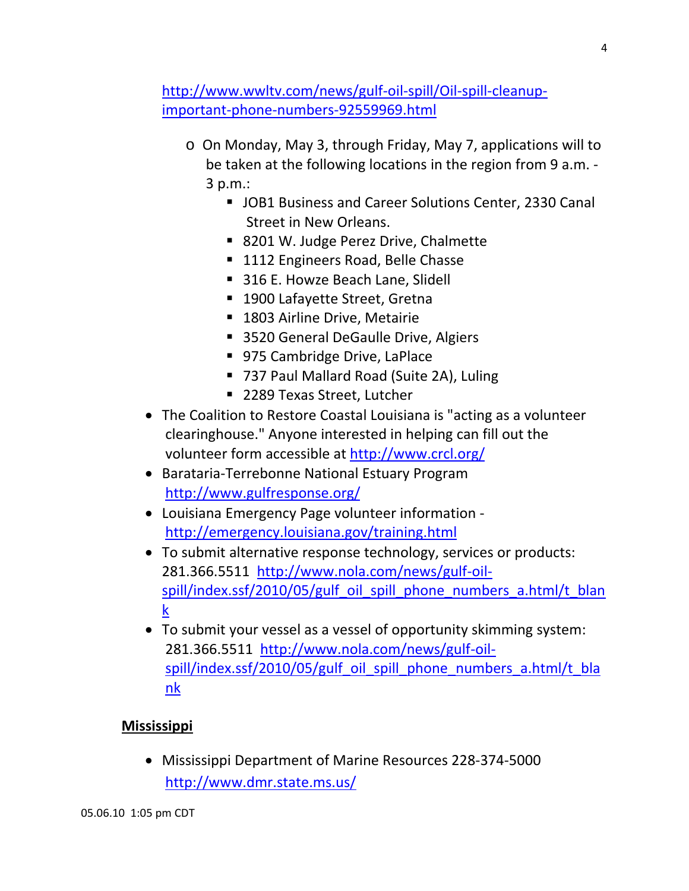http://www.wwltv.com/news/gulf-oil-spill/Oil-spill-cleanup-important-phone-numbers-92559969.html

  - On Monday, May 3, through Friday, May 7, applications will to be taken at the following locations in the region from 9 a.m. - 3 p.m.:
    - JOB1 Business and Career Solutions Center, 2330 Canal Street in New Orleans.
    - 8201 W. Judge Perez Drive, Chalmette
    - 1112 Engineers Road, Belle Chasse
    - 316 E. Howze Beach Lane, Slidell
    - 1900 Lafayette Street, Gretna
    - 1803 Airline Drive, Metairie
    - 3520 General DeGaulle Drive, Algiers
    - 975 Cambridge Drive, LaPlace
    - 737 Paul Mallard Road (Suite 2A), Luling
    - 2289 Texas Street, Lutcher
- The Coalition to Restore Coastal Louisiana is "acting as a volunteer clearinghouse." Anyone interested in helping can fill out the volunteer form accessible at http://www.crcl.org/
- Barataria-Terrebonne National Estuary Program http://www.gulfresponse.org/
- Louisiana Emergency Page volunteer information - http://emergency.louisiana.gov/training.html
- To submit alternative response technology, services or products: 281.366.5511 http://www.nola.com/news/gulf-oil-spill/index.ssf/2010/05/gulf_oil_spill_phone_numbers_a.html/t_blank
- To submit your vessel as a vessel of opportunity skimming system: 281.366.5511 http://www.nola.com/news/gulf-oil-spill/index.ssf/2010/05/gulf_oil_spill_phone_numbers_a.html/t_blank

## Mississippi

- Mississippi Department of Marine Resources 228-374-5000 http://www.dmr.state.ms.us/

05.06.10 1:05 pm CDT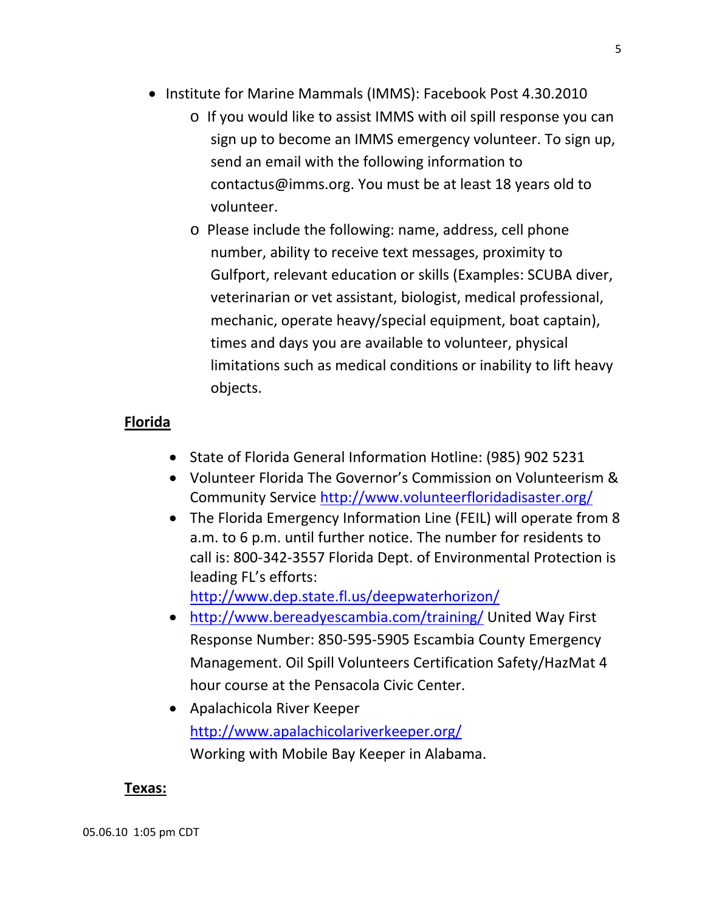- Institute for Marine Mammals (IMMS): Facebook Post 4.30.2010
  - If you would like to assist IMMS with oil spill response you can sign up to become an IMMS emergency volunteer. To sign up, send an email with the following information to contactus@imms.org. You must be at least 18 years old to volunteer.
  - Please include the following: name, address, cell phone number, ability to receive text messages, proximity to Gulfport, relevant education or skills (Examples: SCUBA diver, veterinarian or vet assistant, biologist, medical professional, mechanic, operate heavy/special equipment, boat captain), times and days you are available to volunteer, physical limitations such as medical conditions or inability to lift heavy objects.

**Florida**

- State of Florida General Information Hotline: (985) 902 5231
- Volunteer Florida The Governor's Commission on Volunteerism & Community Service http://www.volunteerfloridadisaster.org/
- The Florida Emergency Information Line (FEIL) will operate from 8 a.m. to 6 p.m. until further notice. The number for residents to call is: 800-342-3557 Florida Dept. of Environmental Protection is leading FL's efforts: http://www.dep.state.fl.us/deepwaterhorizon/
- http://www.bereadyescambia.com/training/ United Way First Response Number: 850-595-5905 Escambia County Emergency Management. Oil Spill Volunteers Certification Safety/HazMat 4 hour course at the Pensacola Civic Center.
- Apalachicola River Keeper http://www.apalachicolariverkeeper.org/ Working with Mobile Bay Keeper in Alabama.

**Texas:**

05.06.10 1:05 pm CDT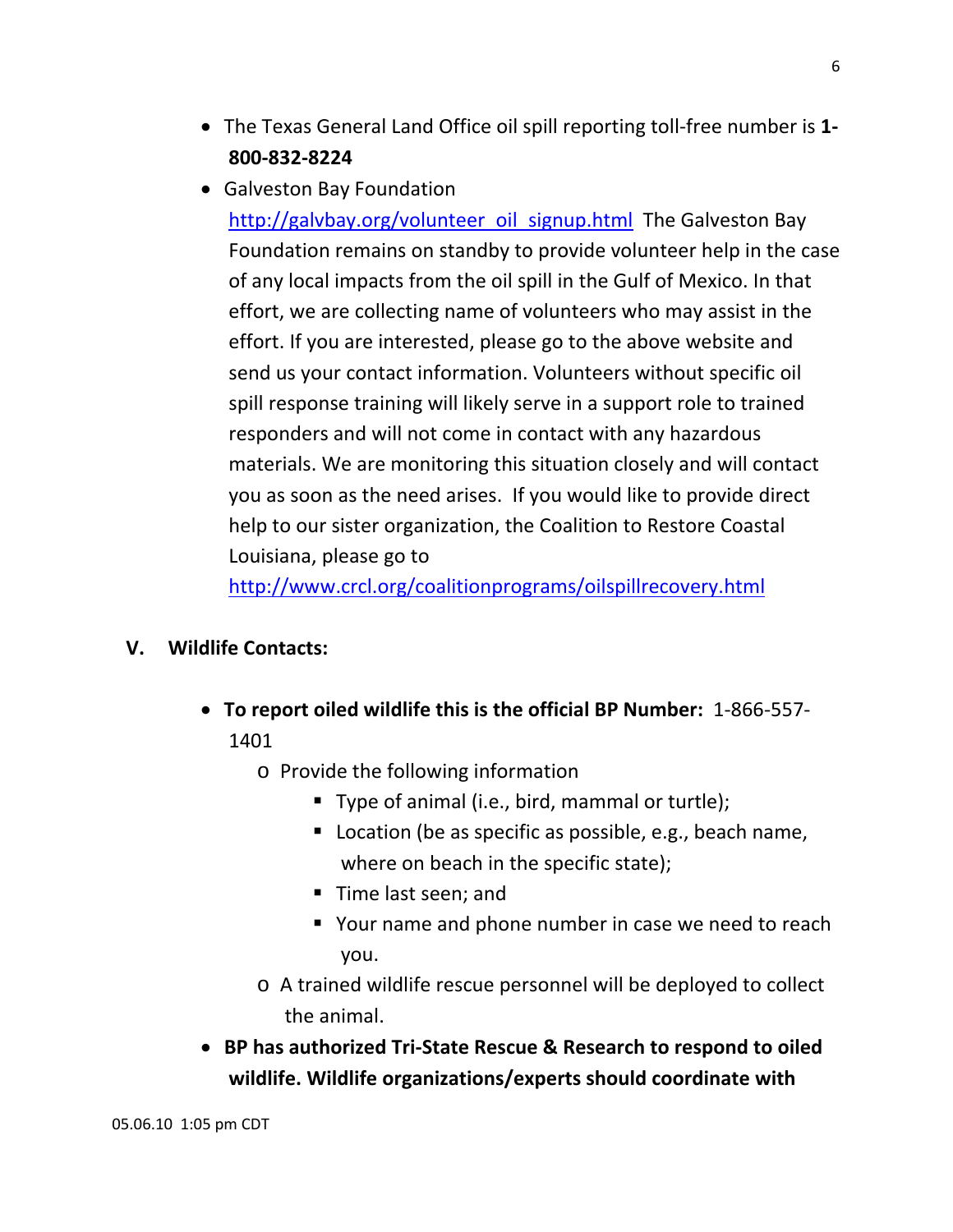- The Texas General Land Office oil spill reporting toll-free number is **1-800-832-8224**
- Galveston Bay Foundation http://galvbay.org/volunteer_oil_signup.html The Galveston Bay Foundation remains on standby to provide volunteer help in the case of any local impacts from the oil spill in the Gulf of Mexico. In that effort, we are collecting name of volunteers who may assist in the effort. If you are interested, please go to the above website and send us your contact information. Volunteers without specific oil spill response training will likely serve in a support role to trained responders and will not come in contact with any hazardous materials. We are monitoring this situation closely and will contact you as soon as the need arises. If you would like to provide direct help to our sister organization, the Coalition to Restore Coastal Louisiana, please go to http://www.crcl.org/coalitionprograms/oilspillrecovery.html

## V. Wildlife Contacts:

- **To report oiled wildlife this is the official BP Number:** 1-866-557-1401
  - Provide the following information
    - Type of animal (i.e., bird, mammal or turtle);
    - Location (be as specific as possible, e.g., beach name, where on beach in the specific state);
    - Time last seen; and
    - Your name and phone number in case we need to reach you.
  - A trained wildlife rescue personnel will be deployed to collect the animal.
- **BP has authorized Tri-State Rescue & Research to respond to oiled wildlife. Wildlife organizations/experts should coordinate with**

05.06.10 1:05 pm CDT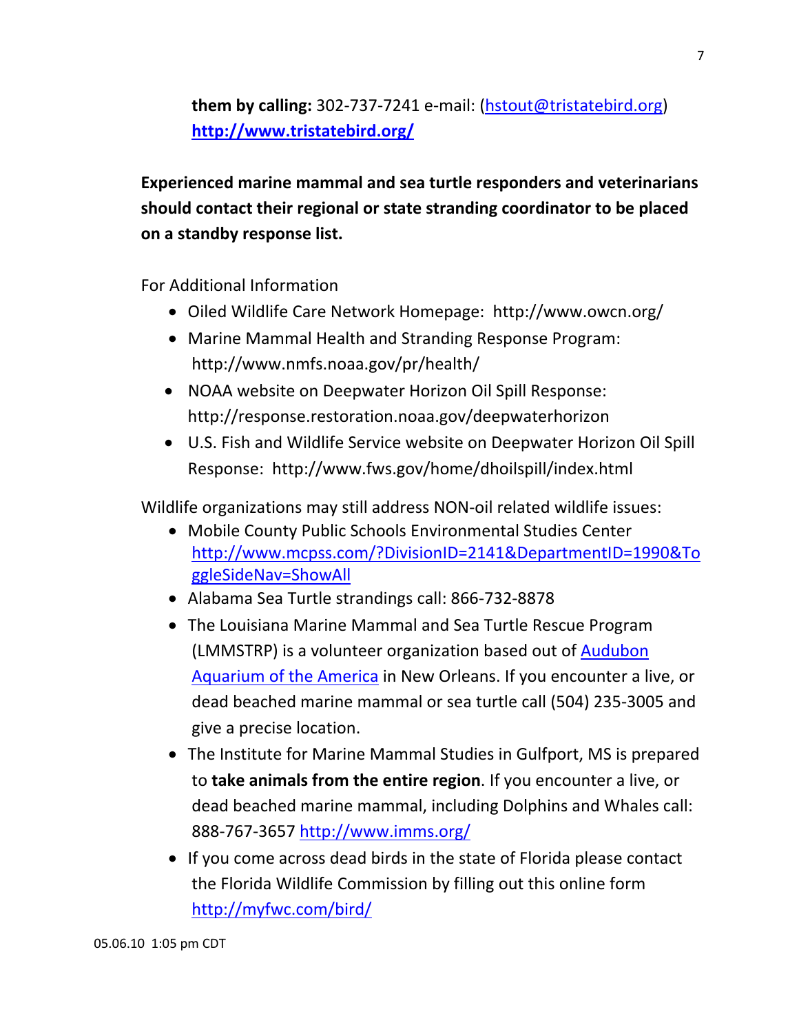**them by calling:** 302-737-7241 e-mail: (hstout@tristatebird.org) **http://www.tristatebird.org/**

**Experienced marine mammal and sea turtle responders and veterinarians should contact their regional or state stranding coordinator to be placed on a standby response list.**

For Additional Information

- Oiled Wildlife Care Network Homepage: http://www.owcn.org/
- Marine Mammal Health and Stranding Response Program: http://www.nmfs.noaa.gov/pr/health/
- NOAA website on Deepwater Horizon Oil Spill Response: http://response.restoration.noaa.gov/deepwaterhorizon
- U.S. Fish and Wildlife Service website on Deepwater Horizon Oil Spill Response: http://www.fws.gov/home/dhoilspill/index.html

Wildlife organizations may still address NON-oil related wildlife issues:

- Mobile County Public Schools Environmental Studies Center http://www.mcpss.com/?DivisionID=2141&DepartmentID=1990&ToggleSideNav=ShowAll
- Alabama Sea Turtle strandings call: 866-732-8878
- The Louisiana Marine Mammal and Sea Turtle Rescue Program (LMMSTRP) is a volunteer organization based out of Audubon Aquarium of the America in New Orleans. If you encounter a live, or dead beached marine mammal or sea turtle call (504) 235-3005 and give a precise location.
- The Institute for Marine Mammal Studies in Gulfport, MS is prepared to **take animals from the entire region**. If you encounter a live, or dead beached marine mammal, including Dolphins and Whales call: 888-767-3657 http://www.imms.org/
- If you come across dead birds in the state of Florida please contact the Florida Wildlife Commission by filling out this online form http://myfwc.com/bird/

05.06.10 1:05 pm CDT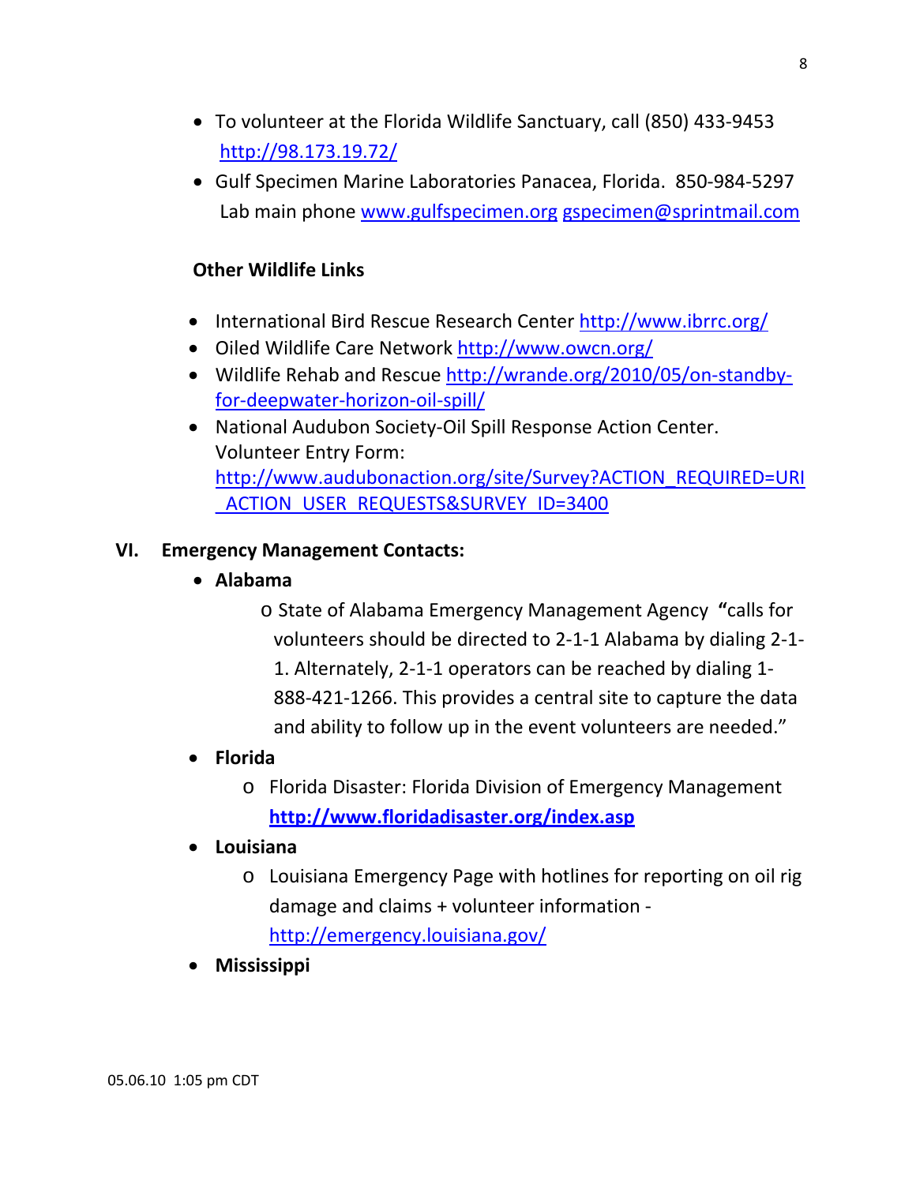- To volunteer at the Florida Wildlife Sanctuary, call (850) 433-9453 http://98.173.19.72/
- Gulf Specimen Marine Laboratories Panacea, Florida. 850-984-5297 Lab main phone www.gulfspecimen.org gspecimen@sprintmail.com

**Other Wildlife Links**

- International Bird Rescue Research Center http://www.ibrrc.org/
- Oiled Wildlife Care Network http://www.owcn.org/
- Wildlife Rehab and Rescue http://wrande.org/2010/05/on-standby-for-deepwater-horizon-oil-spill/
- National Audubon Society-Oil Spill Response Action Center. Volunteer Entry Form: http://www.audubonaction.org/site/Survey?ACTION_REQUIRED=URI_ACTION_USER_REQUESTS&SURVEY_ID=3400

## VI. Emergency Management Contacts:

- **Alabama**
  - State of Alabama Emergency Management Agency **"**calls for volunteers should be directed to 2-1-1 Alabama by dialing 2-1-1. Alternately, 2-1-1 operators can be reached by dialing 1-888-421-1266. This provides a central site to capture the data and ability to follow up in the event volunteers are needed."
- **Florida**
  - Florida Disaster: Florida Division of Emergency Management **http://www.floridadisaster.org/index.asp**
- **Louisiana**
  - Louisiana Emergency Page with hotlines for reporting on oil rig damage and claims + volunteer information - http://emergency.louisiana.gov/
- **Mississippi**

05.06.10 1:05 pm CDT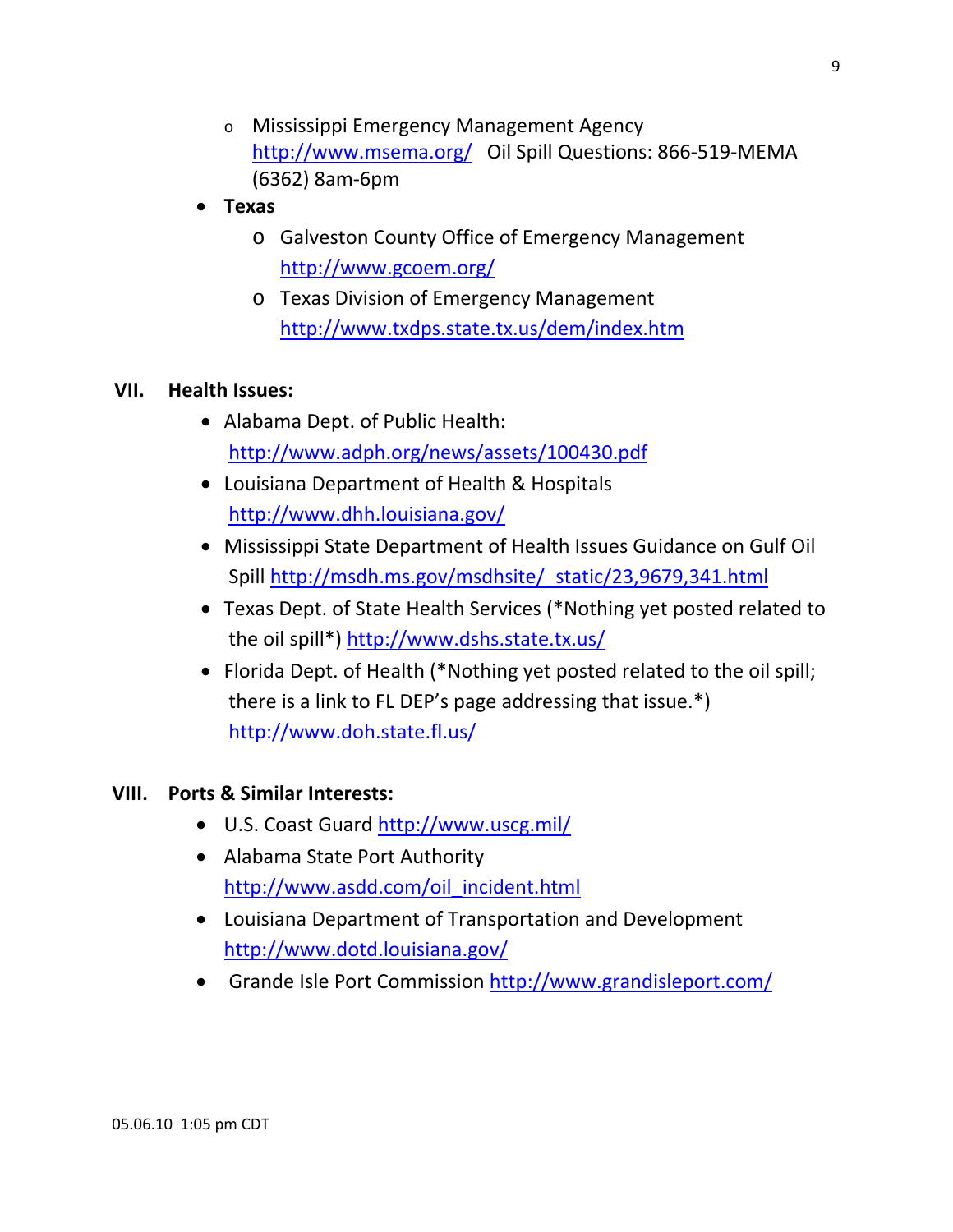- Mississippi Emergency Management Agency http://www.msema.org/ Oil Spill Questions: 866-519-MEMA (6362) 8am-6pm
- **Texas**
  - Galveston County Office of Emergency Management http://www.gcoem.org/
  - Texas Division of Emergency Management http://www.txdps.state.tx.us/dem/index.htm

## VII. Health Issues:

- Alabama Dept. of Public Health: http://www.adph.org/news/assets/100430.pdf
- Louisiana Department of Health & Hospitals http://www.dhh.louisiana.gov/
- Mississippi State Department of Health Issues Guidance on Gulf Oil Spill http://msdh.ms.gov/msdhsite/_static/23,9679,341.html
- Texas Dept. of State Health Services (*Nothing yet posted related to the oil spill*) http://www.dshs.state.tx.us/
- Florida Dept. of Health (*Nothing yet posted related to the oil spill; there is a link to FL DEP's page addressing that issue.*) http://www.doh.state.fl.us/

## VIII. Ports & Similar Interests:

- U.S. Coast Guard http://www.uscg.mil/
- Alabama State Port Authority http://www.asdd.com/oil_incident.html
- Louisiana Department of Transportation and Development http://www.dotd.louisiana.gov/
- Grande Isle Port Commission http://www.grandisleport.com/

05.06.10 1:05 pm CDT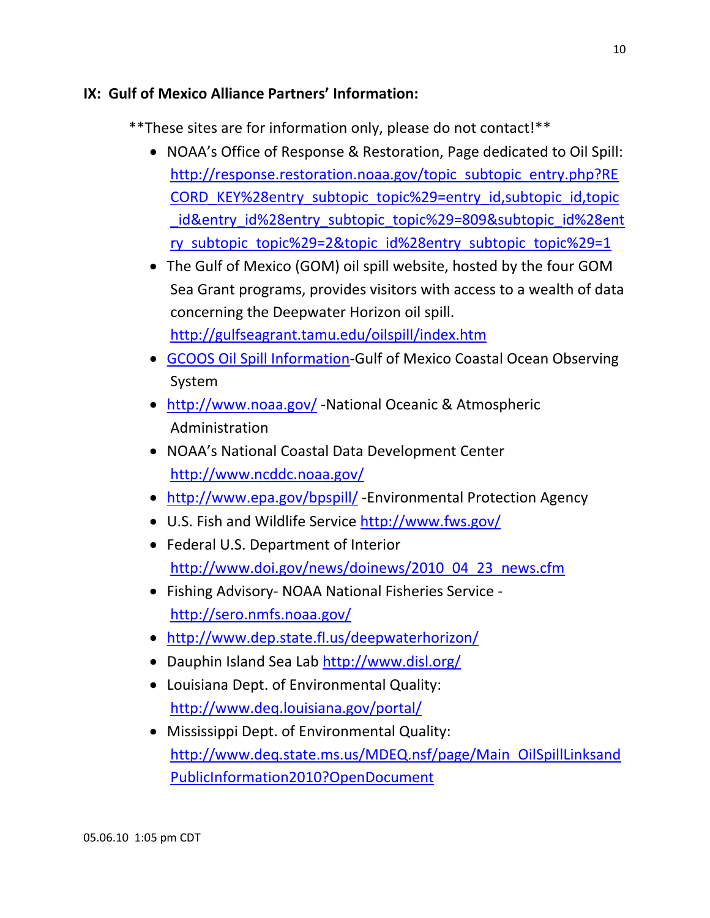## IX: Gulf of Mexico Alliance Partners' Information:

**These sites are for information only, please do not contact!**

- NOAA's Office of Response & Restoration, Page dedicated to Oil Spill: http://response.restoration.noaa.gov/topic_subtopic_entry.php?RECORD_KEY%28entry_subtopic_topic%29=entry_id,subtopic_id,topic_id&entry_id%28entry_subtopic_topic%29=809&subtopic_id%28entry_subtopic_topic%29=2&topic_id%28entry_subtopic_topic%29=1
- The Gulf of Mexico (GOM) oil spill website, hosted by the four GOM Sea Grant programs, provides visitors with access to a wealth of data concerning the Deepwater Horizon oil spill. http://gulfseagrant.tamu.edu/oilspill/index.htm
- GCOOS Oil Spill Information-Gulf of Mexico Coastal Ocean Observing System
- http://www.noaa.gov/ -National Oceanic & Atmospheric Administration
- NOAA's National Coastal Data Development Center http://www.ncddc.noaa.gov/
- http://www.epa.gov/bpspill/ -Environmental Protection Agency
- U.S. Fish and Wildlife Service http://www.fws.gov/
- Federal U.S. Department of Interior http://www.doi.gov/news/doinews/2010_04_23_news.cfm
- Fishing Advisory- NOAA National Fisheries Service - http://sero.nmfs.noaa.gov/
- http://www.dep.state.fl.us/deepwaterhorizon/
- Dauphin Island Sea Lab http://www.disl.org/
- Louisiana Dept. of Environmental Quality: http://www.deq.louisiana.gov/portal/
- Mississippi Dept. of Environmental Quality: http://www.deq.state.ms.us/MDEQ.nsf/page/Main_OilSpillLinksandPublicInformation2010?OpenDocument

05.06.10 1:05 pm CDT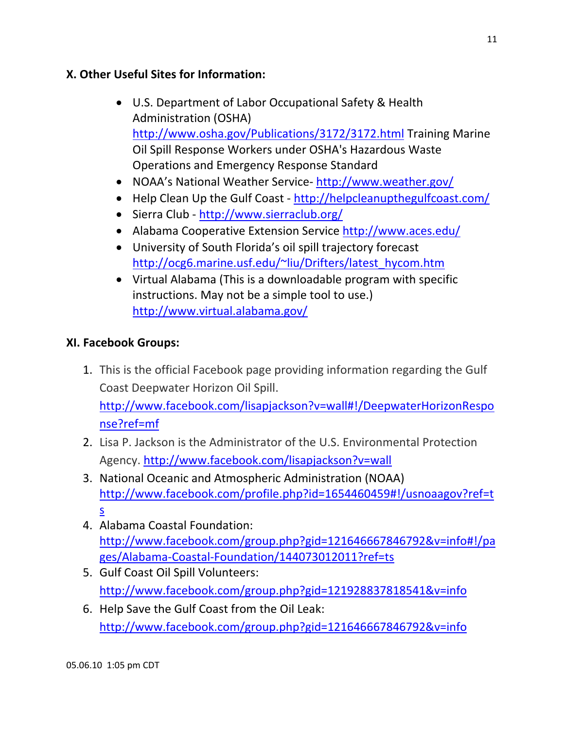## X. Other Useful Sites for Information:

- U.S. Department of Labor Occupational Safety & Health Administration (OSHA) http://www.osha.gov/Publications/3172/3172.html Training Marine Oil Spill Response Workers under OSHA's Hazardous Waste Operations and Emergency Response Standard
- NOAA's National Weather Service- http://www.weather.gov/
- Help Clean Up the Gulf Coast - http://helpcleanupthegulfcoast.com/
- Sierra Club - http://www.sierraclub.org/
- Alabama Cooperative Extension Service http://www.aces.edu/
- University of South Florida's oil spill trajectory forecast http://ocg6.marine.usf.edu/~liu/Drifters/latest_hycom.htm
- Virtual Alabama (This is a downloadable program with specific instructions. May not be a simple tool to use.) http://www.virtual.alabama.gov/

## XI. Facebook Groups:

1. This is the official Facebook page providing information regarding the Gulf Coast Deepwater Horizon Oil Spill. http://www.facebook.com/lisapjackson?v=wall#!/DeepwaterHorizonResponse?ref=mf
2. Lisa P. Jackson is the Administrator of the U.S. Environmental Protection Agency. http://www.facebook.com/lisapjackson?v=wall
3. National Oceanic and Atmospheric Administration (NOAA) http://www.facebook.com/profile.php?id=1654460459#!/usnoaagov?ref=ts
4. Alabama Coastal Foundation: http://www.facebook.com/group.php?gid=121646667846792&v=info#!/pages/Alabama-Coastal-Foundation/144073012011?ref=ts
5. Gulf Coast Oil Spill Volunteers: http://www.facebook.com/group.php?gid=121928837818541&v=info
6. Help Save the Gulf Coast from the Oil Leak: http://www.facebook.com/group.php?gid=121646667846792&v=info

05.06.10 1:05 pm CDT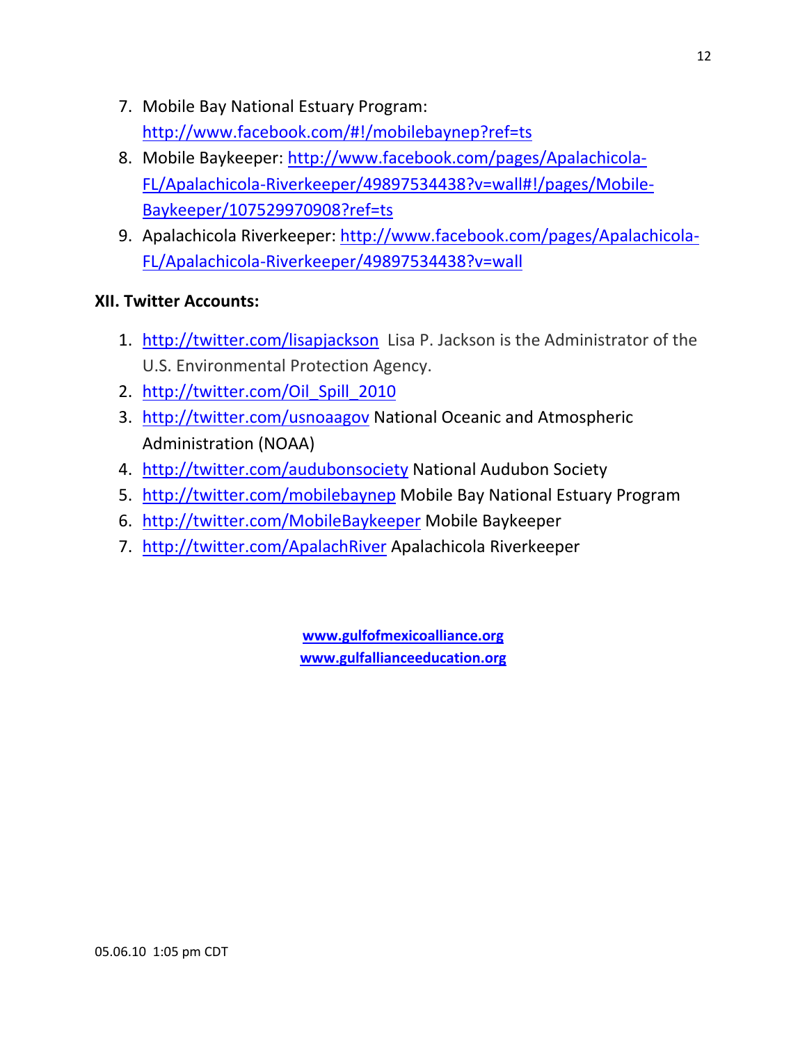7. Mobile Bay National Estuary Program: http://www.facebook.com/#!/mobilebaynep?ref=ts
8. Mobile Baykeeper: http://www.facebook.com/pages/Apalachicola-FL/Apalachicola-Riverkeeper/49897534438?v=wall#!/pages/Mobile-Baykeeper/107529970908?ref=ts
9. Apalachicola Riverkeeper: http://www.facebook.com/pages/Apalachicola-FL/Apalachicola-Riverkeeper/49897534438?v=wall

## XII. Twitter Accounts:

1. http://twitter.com/lisapjackson Lisa P. Jackson is the Administrator of the U.S. Environmental Protection Agency.
2. http://twitter.com/Oil_Spill_2010
3. http://twitter.com/usnoaagov National Oceanic and Atmospheric Administration (NOAA)
4. http://twitter.com/audubonsociety National Audubon Society
5. http://twitter.com/mobilebaynep Mobile Bay National Estuary Program
6. http://twitter.com/MobileBaykeeper Mobile Baykeeper
7. http://twitter.com/ApalachRiver Apalachicola Riverkeeper

**www.gulfofmexicoalliance.org**
**www.gulfallianceeducation.org**

05.06.10 1:05 pm CDT